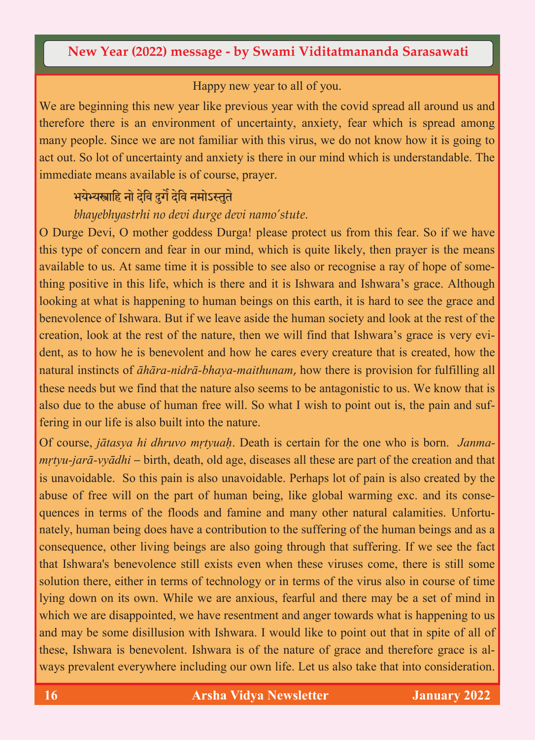## New Year (2022) message - by Swami Viditatmananda Sarasawati

Happy new year to all of you.

We are beginning this new year like previous year with the covid spread all around us and therefore there is an environment of uncertainty, anxiety, fear which is spread among many people. Since we are not familiar with this virus, we do not know how it is going to act out. So lot of uncertainty and anxiety is there in our mind which is understandable. The immediate means available is of course, prayer.

> भयेभ्यस्त्राहि नो देवि दुर्गे देवि नमोऽस्तुते
>
> *bhayebhyastrhi no devi durge devi namo'stute.*

O Durge Devi, O mother goddess Durga! please protect us from this fear. So if we have this type of concern and fear in our mind, which is quite likely, then prayer is the means available to us. At same time it is possible to see also or recognise a ray of hope of something positive in this life, which is there and it is Ishwara and Ishwara's grace. Although looking at what is happening to human beings on this earth, it is hard to see the grace and benevolence of Ishwara. But if we leave aside the human society and look at the rest of the creation, look at the rest of the nature, then we will find that Ishwara's grace is very evident, as to how he is benevolent and how he cares every creature that is created, how the natural instincts of *āhāra-nidrā-bhaya-maithunam*, how there is provision for fulfilling all these needs but we find that the nature also seems to be antagonistic to us. We know that is also due to the abuse of human free will. So what I wish to point out is, the pain and suffering in our life is also built into the nature.

Of course, *jātasya hi dhruvo mṛtyuaḥ*. Death is certain for the one who is born. *Janma-mṛtyu-jarā-vyādhi* – birth, death, old age, diseases all these are part of the creation and that is unavoidable. So this pain is also unavoidable. Perhaps lot of pain is also created by the abuse of free will on the part of human being, like global warming exc. and its consequences in terms of the floods and famine and many other natural calamities. Unfortunately, human being does have a contribution to the suffering of the human beings and as a consequence, other living beings are also going through that suffering. If we see the fact that Ishwara's benevolence still exists even when these viruses come, there is still some solution there, either in terms of technology or in terms of the virus also in course of time lying down on its own. While we are anxious, fearful and there may be a set of mind in which we are disappointed, we have resentment and anger towards what is happening to us and may be some disillusion with Ishwara. I would like to point out that in spite of all of these, Ishwara is benevolent. Ishwara is of the nature of grace and therefore grace is always prevalent everywhere including our own life. Let us also take that into consideration.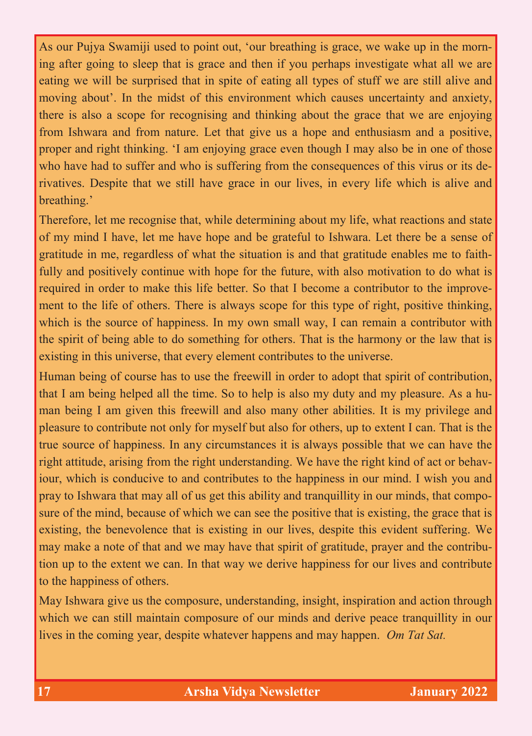As our Pujya Swamiji used to point out, 'our breathing is grace, we wake up in the morning after going to sleep that is grace and then if you perhaps investigate what all we are eating we will be surprised that in spite of eating all types of stuff we are still alive and moving about'. In the midst of this environment which causes uncertainty and anxiety, there is also a scope for recognising and thinking about the grace that we are enjoying from Ishwara and from nature. Let that give us a hope and enthusiasm and a positive, proper and right thinking. 'I am enjoying grace even though I may also be in one of those who have had to suffer and who is suffering from the consequences of this virus or its derivatives. Despite that we still have grace in our lives, in every life which is alive and breathing.'

Therefore, let me recognise that, while determining about my life, what reactions and state of my mind I have, let me have hope and be grateful to Ishwara. Let there be a sense of gratitude in me, regardless of what the situation is and that gratitude enables me to faithfully and positively continue with hope for the future, with also motivation to do what is required in order to make this life better. So that I become a contributor to the improvement to the life of others. There is always scope for this type of right, positive thinking, which is the source of happiness. In my own small way, I can remain a contributor with the spirit of being able to do something for others. That is the harmony or the law that is existing in this universe, that every element contributes to the universe.

Human being of course has to use the freewill in order to adopt that spirit of contribution, that I am being helped all the time. So to help is also my duty and my pleasure. As a human being I am given this freewill and also many other abilities. It is my privilege and pleasure to contribute not only for myself but also for others, up to extent I can. That is the true source of happiness. In any circumstances it is always possible that we can have the right attitude, arising from the right understanding. We have the right kind of act or behaviour, which is conducive to and contributes to the happiness in our mind. I wish you and pray to Ishwara that may all of us get this ability and tranquillity in our minds, that composure of the mind, because of which we can see the positive that is existing, the grace that is existing, the benevolence that is existing in our lives, despite this evident suffering. We may make a note of that and we may have that spirit of gratitude, prayer and the contribution up to the extent we can. In that way we derive happiness for our lives and contribute to the happiness of others.

May Ishwara give us the composure, understanding, insight, inspiration and action through which we can still maintain composure of our minds and derive peace tranquillity in our lives in the coming year, despite whatever happens and may happen. *Om Tat Sat.*